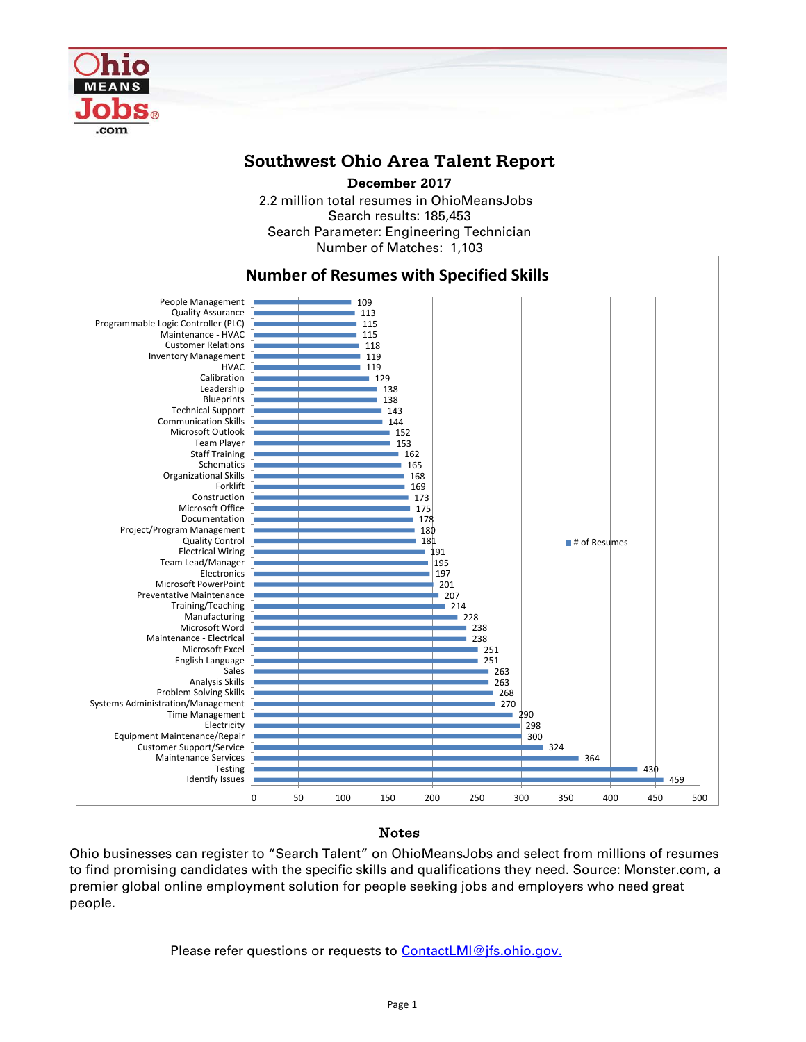# Southwest Ohio Area Talent Report

**December 2017**

2.2 million total resumes in OhioMeansJobs
Search results: 185,453
Search Parameter: Engineering Technician
Number of Matches: 1,103

## Number of Resumes with Specified Skills

| Skill | # of Resumes |
|---|---|
| People Management | 109 |
| Quality Assurance | 113 |
| Programmable Logic Controller (PLC) | 115 |
| Maintenance - HVAC | 115 |
| Customer Relations | 118 |
| Inventory Management | 119 |
| HVAC | 119 |
| Calibration | 129 |
| Leadership | 138 |
| Blueprints | 138 |
| Technical Support | 143 |
| Communication Skills | 144 |
| Microsoft Outlook | 152 |
| Team Player | 153 |
| Staff Training | 162 |
| Schematics | 165 |
| Organizational Skills | 168 |
| Forklift | 169 |
| Construction | 173 |
| Microsoft Office | 175 |
| Documentation | 178 |
| Project/Program Management | 180 |
| Quality Control | 181 |
| Electrical Wiring | 191 |
| Team Lead/Manager | 195 |
| Electronics | 197 |
| Microsoft PowerPoint | 201 |
| Preventative Maintenance | 207 |
| Training/Teaching | 214 |
| Manufacturing | 228 |
| Microsoft Word | 238 |
| Maintenance - Electrical | 238 |
| Microsoft Excel | 251 |
| English Language | 251 |
| Sales | 263 |
| Analysis Skills | 263 |
| Problem Solving Skills | 268 |
| Systems Administration/Management | 270 |
| Time Management | 290 |
| Electricity | 298 |
| Equipment Maintenance/Repair | 300 |
| Customer Support/Service | 324 |
| Maintenance Services | 364 |
| Testing | 430 |
| Identify Issues | 459 |

### Notes

Ohio businesses can register to "Search Talent" on OhioMeansJobs and select from millions of resumes to find promising candidates with the specific skills and qualifications they need. Source: Monster.com, a premier global online employment solution for people seeking jobs and employers who need great people.

Please refer questions or requests to ContactLMI@jfs.ohio.gov.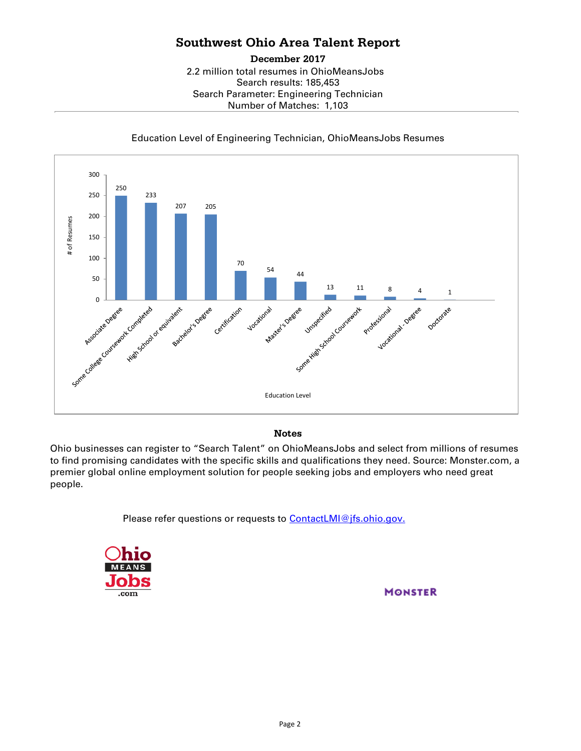# Southwest Ohio Area Talent Report

**December 2017**

2.2 million total resumes in OhioMeansJobs
Search results: 185,453
Search Parameter: Engineering Technician
Number of Matches: 1,103

Education Level of Engineering Technician, OhioMeansJobs Resumes

# of Resumes

300
250
200
150
100
50
0

250
233
207
205
70
54
44
13
11
8
4
1

Associate Degree
Some College Coursework Completed
High School or equivalent
Bachelor's Degree
Certification
Vocational
Master's Degree
Unspecified
Some High School Coursework
Professional
Vocational - Degree
Doctorate

Education Level

**Notes**

Ohio businesses can register to "Search Talent" on OhioMeansJobs and select from millions of resumes to find promising candidates with the specific skills and qualifications they need. Source: Monster.com, a premier global online employment solution for people seeking jobs and employers who need great people.

Please refer questions or requests to ContactLMI@jfs.ohio.gov.

Ohio MEANS Jobs .com

MONSTER